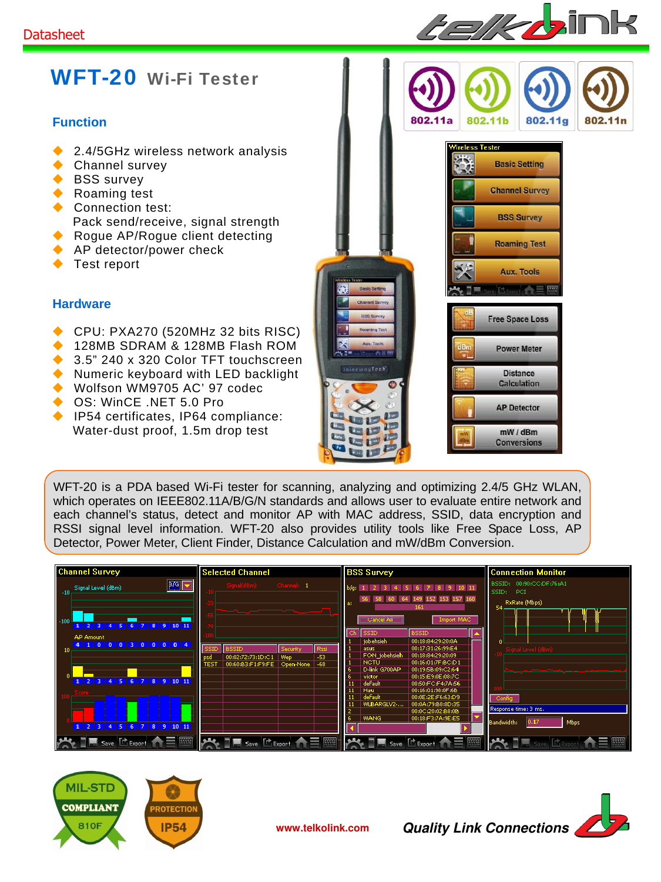Datasheet

# WFT-20 Wi-Fi Tester

## Function

- 2.4/5GHz wireless network analysis
- Channel survey
- BSS survey
- Roaming test
- Connection test:
  Pack send/receive, signal strength
- Rogue AP/Rogue client detecting
- AP detector/power check
- Test report

## Hardware

- CPU: PXA270 (520MHz 32 bits RISC)
- 128MB SDRAM & 128MB Flash ROM
- 3.5" 240 x 320 Color TFT touchscreen
- Numeric keyboard with LED backlight
- Wolfson WM9705 AC' 97 codec
- OS: WinCE .NET 5.0 Pro
- IP54 certificates, IP64 compliance:
  Water-dust proof, 1.5m drop test

WFT-20 is a PDA based Wi-Fi tester for scanning, analyzing and optimizing 2.4/5 GHz WLAN, which operates on IEEE802.11A/B/G/N standards and allows user to evaluate entire network and each channel's status, detect and monitor AP with MAC address, SSID, data encryption and RSSI signal level information. WFT-20 also provides utility tools like Free Space Loss, AP Detector, Power Meter, Client Finder, Distance Calculation and mW/dBm Conversion.

www.telkolink.com

*Quality Link Connections*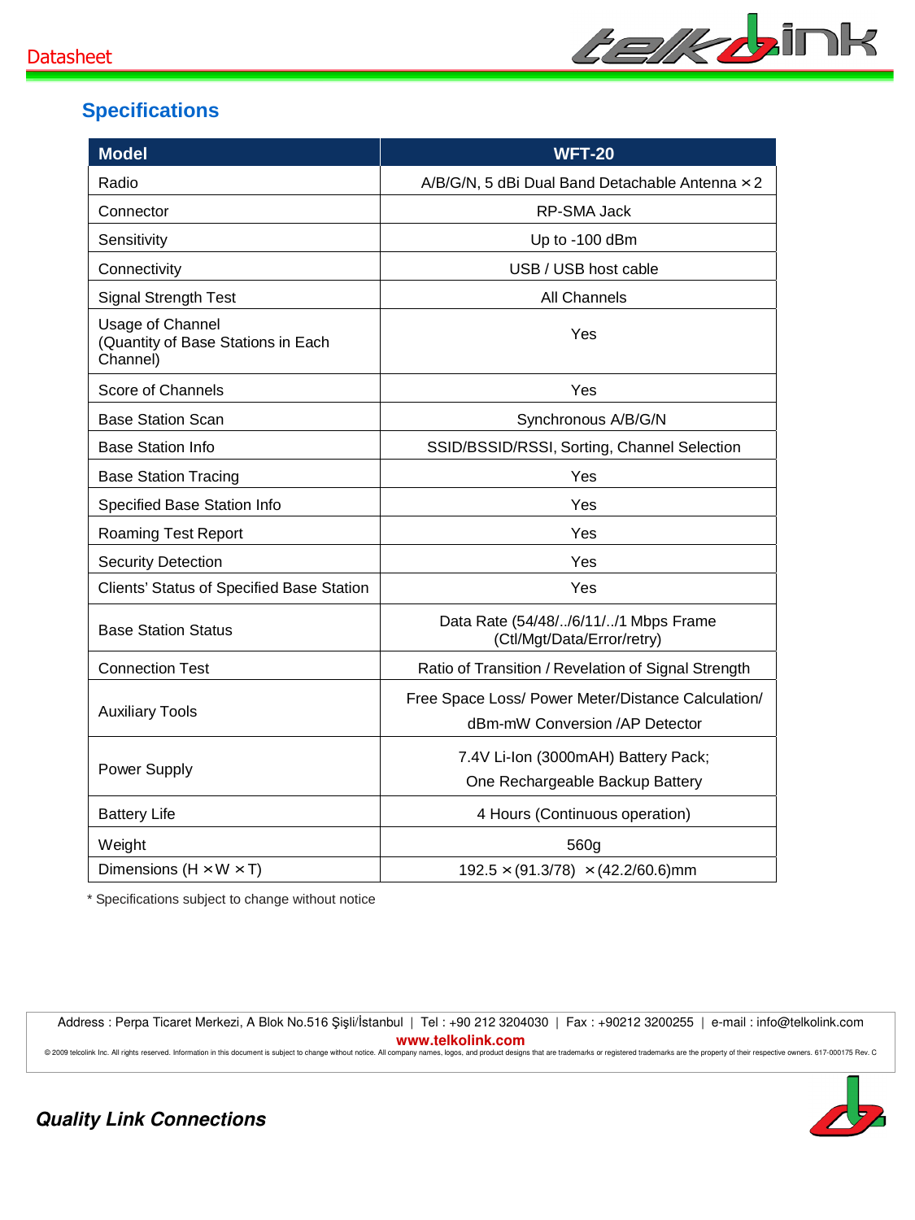## Specifications

| Model | WFT-20 |
|---|---|
| Radio | A/B/G/N, 5 dBi Dual Band Detachable Antenna × 2 |
| Connector | RP-SMA Jack |
| Sensitivity | Up to -100 dBm |
| Connectivity | USB / USB host cable |
| Signal Strength Test | All Channels |
| Usage of Channel (Quantity of Base Stations in Each Channel) | Yes |
| Score of Channels | Yes |
| Base Station Scan | Synchronous A/B/G/N |
| Base Station Info | SSID/BSSID/RSSI, Sorting, Channel Selection |
| Base Station Tracing | Yes |
| Specified Base Station Info | Yes |
| Roaming Test Report | Yes |
| Security Detection | Yes |
| Clients' Status of Specified Base Station | Yes |
| Base Station Status | Data Rate (54/48/../6/11/../1 Mbps Frame (Ctl/Mgt/Data/Error/retry) |
| Connection Test | Ratio of Transition / Revelation of Signal Strength |
| Auxiliary Tools | Free Space Loss/ Power Meter/Distance Calculation/ dBm-mW Conversion /AP Detector |
| Power Supply | 7.4V Li-Ion (3000mAH) Battery Pack; One Rechargeable Backup Battery |
| Battery Life | 4 Hours (Continuous operation) |
| Weight | 560g |
| Dimensions (H × W × T) | 192.5 × (91.3/78) × (42.2/60.6)mm |

* Specifications subject to change without notice

Address : Perpa Ticaret Merkezi, A Blok No.516 Şişli/İstanbul | Tel : +90 212 3204030 | Fax : +90212 3200255 | e-mail : info@telkolink.com

www.telkolink.com

© 2009 telcolink Inc. All rights reserved. Information in this document is subject to change without notice. All company names, logos, and product designs that are trademarks or registered trademarks are the property of their respective owners. 617-000175 Rev. C

***Quality Link Connections***